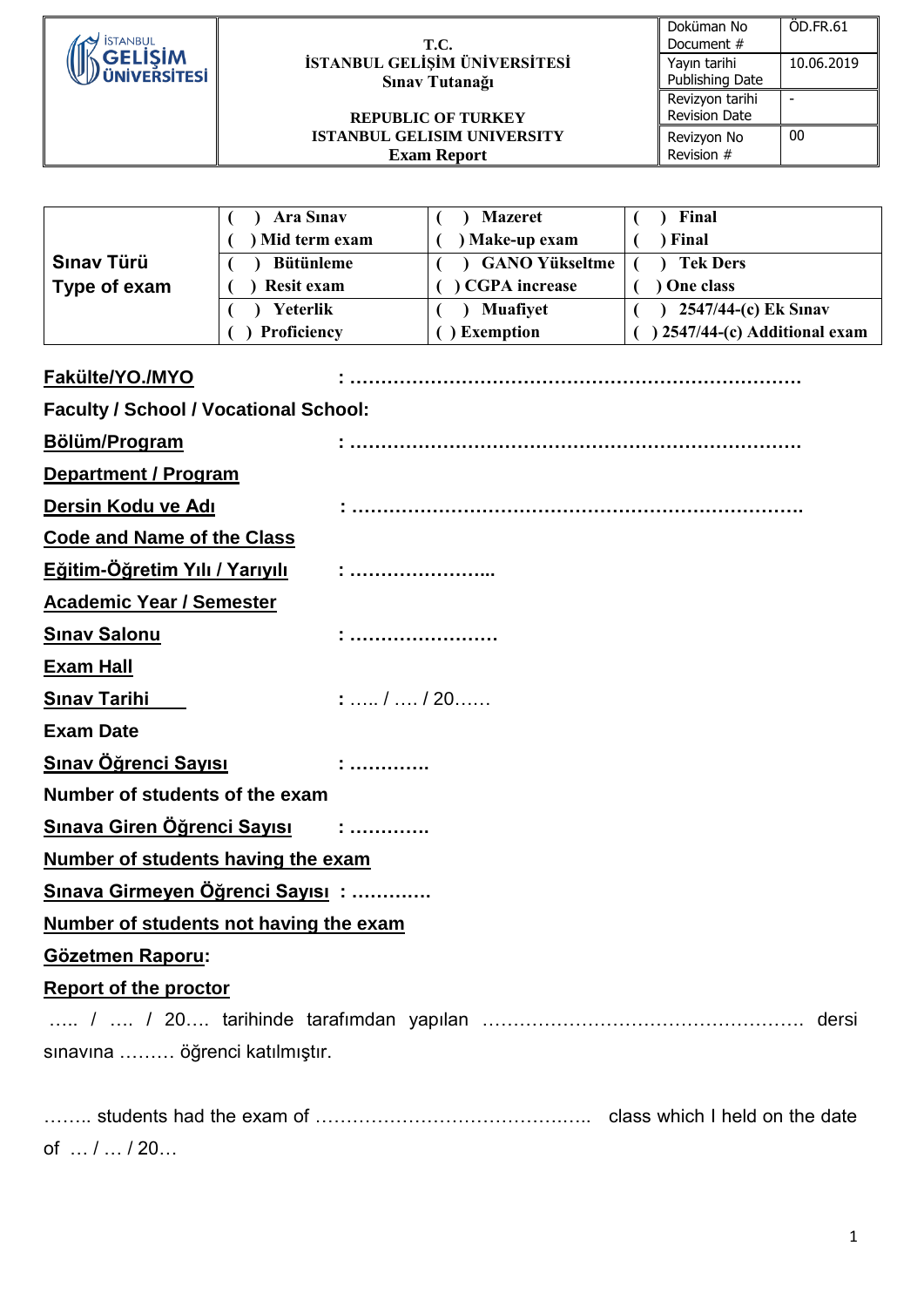| İSTANBUL GELİŞİM ÜNİVERSİTESİ | T.C.<br>İSTANBUL GELİŞİM ÜNİVERSİTESİ<br>Sınav Tutanağı<br><br>REPUBLIC OF TURKEY<br>ISTANBUL GELISIM UNIVERSITY<br>Exam Report | Doküman No<br>Document # | ÖD.FR.61 |
|---|---|---|---|
| | | Yayın tarihi<br>Publishing Date | 10.06.2019 |
| | | Revizyon tarihi<br>Revision Date | - |
| | | Revizyon No<br>Revision # | 00 |

| | | | |
|---|---|---|---|
| **Sınav Türü**<br>**Type of exam** | ( ) **Ara Sınav**<br>( ) **Mid term exam** | ( ) **Mazeret**<br>( ) **Make-up exam** | ( ) **Final**<br>( ) **Final** |
| | ( ) **Bütünleme**<br>( ) **Resit exam** | ( ) **GANO Yükseltme**<br>( ) **CGPA increase** | ( ) **Tek Ders**<br>( ) **One class** |
| | ( ) **Yeterlik**<br>( ) **Proficiency** | ( ) **Muafiyet**<br>( ) **Exemption** | ( ) **2547/44-(c) Ek Sınav**<br>( ) **2547/44-(c) Additional exam** |

**Fakülte/YO./MYO** : ……………………………………………………………….

**Faculty / School / Vocational School:**

**Bölüm/Program** : ……………………………………………………………….

**Department / Program**

**Dersin Kodu ve Adı** : ……………………………………………………………….

**Code and Name of the Class**

**Eğitim-Öğretim Yılı / Yarıyılı** : …………………...

**Academic Year / Semester**

**Sınav Salonu** : ……………………

**Exam Hall**

**Sınav Tarihi** : ….. / …. / 20……

**Exam Date**

**Sınav Öğrenci Sayısı** : ………….

**Number of students of the exam**

**Sınava Giren Öğrenci Sayısı** : ………….

**Number of students having the exam**

**Sınava Girmeyen Öğrenci Sayısı** : ………….

**Number of students not having the exam**

**Gözetmen Raporu:**

**Report of the proctor**

….. / …. / 20…. tarihinde tarafımdan yapılan ……………………………………………. dersi sınavına ……… öğrenci katılmıştır.

…….. students had the exam of …………………………………….. class which I held on the date of … / … / 20…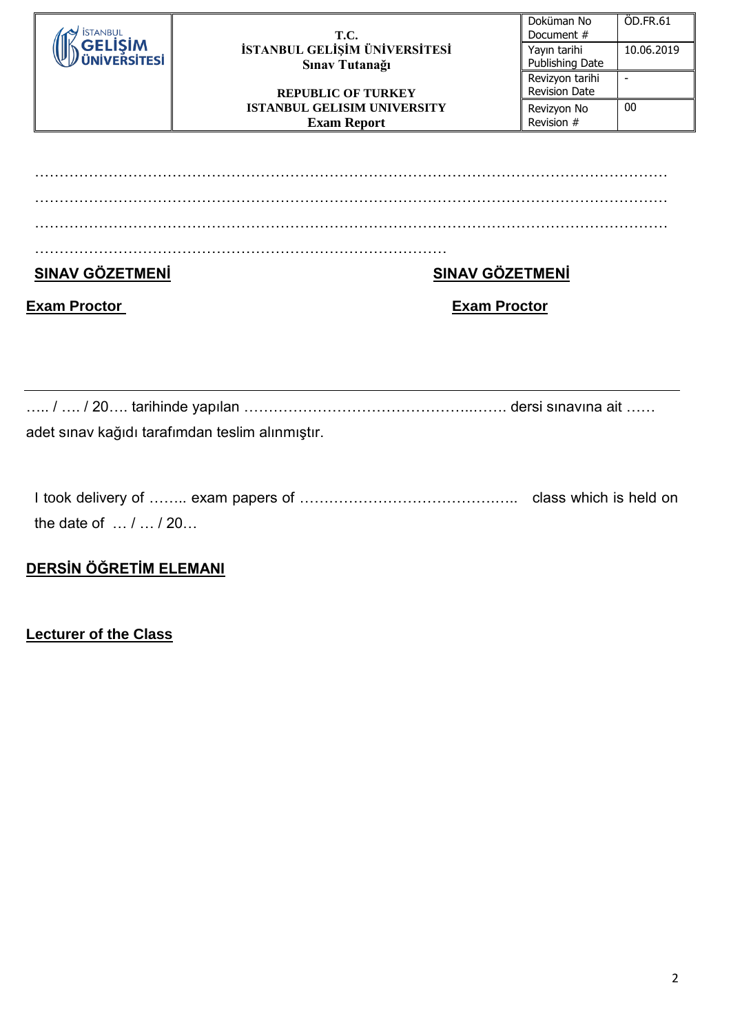| | | | |
|---|---|---|---|
| İSTANBUL GELİŞİM ÜNİVERSİTESİ | **T.C.**<br>**İSTANBUL GELİŞİM ÜNİVERSİTESİ**<br>**Sınav Tutanağı**<br><br>**REPUBLIC OF TURKEY**<br>**ISTANBUL GELISIM UNIVERSITY**<br>**Exam Report** | Doküman No<br>Document # | ÖD.FR.61 |
| | | Yayın tarihi<br>Publishing Date | 10.06.2019 |
| | | Revizyon tarihi<br>Revision Date | - |
| | | Revizyon No<br>Revision # | 00 |

…………………………………………………………………………………………………………………
…………………………………………………………………………………………………………………
…………………………………………………………………………………………………………………
……………………………………………………………………………

**SINAV GÖZETMENİ** **SINAV GÖZETMENİ**

**Exam Proctor** **Exam Proctor**

---

….. / …. / 20…. tarihinde yapılan ……………………………………………..……. dersi sınavına ait …… adet sınav kağıdı tarafımdan teslim alınmıştır.

I took delivery of …….. exam papers of ……………………………………..…. class which is held on the date of … / … / 20…

**DERSİN ÖĞRETİM ELEMANI**

**Lecturer of the Class**